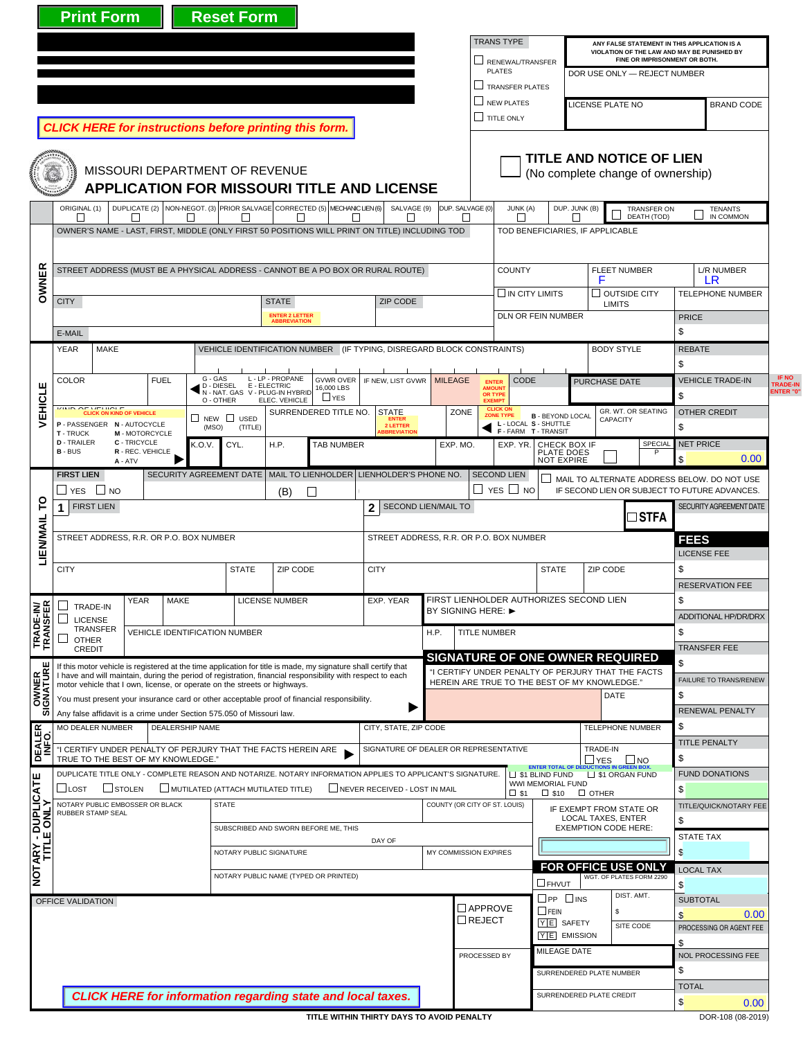Print Form | Reset Form

*CLICK HERE for instructions before printing this form.*

MISSOURI DEPARTMENT OF REVENUE

# APPLICATION FOR MISSOURI TITLE AND LICENSE

**TRANS TYPE**
- ☐ RENEWAL/TRANSFER PLATES
- ☐ TRANSFER PLATES
- ☐ NEW PLATES
- ☐ TITLE ONLY

ANY FALSE STATEMENT IN THIS APPLICATION IS A VIOLATION OF THE LAW AND MAY BE PUNISHED BY FINE OR IMPRISONMENT OR BOTH.

DOR USE ONLY — REJECT NUMBER

LICENSE PLATE NO | BRAND CODE

☐ **TITLE AND NOTICE OF LIEN** (No complete change of ownership)

ORIGINAL (1) ☐ | DUPLICATE (2) ☐ | NON-NEGOT. (3) ☐ | PRIOR SALVAGE ☐ | CORRECTED (5) ☐ | MECHANIC LIEN (6) ☐ | SALVAGE (9) ☐ | DUP. SALVAGE (0) ☐ | JUNK (A) ☐ | DUP. JUNK (B) ☐ | ☐ TRANSFER ON DEATH (TOD) | ☐ TENANTS IN COMMON

## OWNER

OWNER'S NAME - LAST, FIRST, MIDDLE (ONLY FIRST 50 POSITIONS WILL PRINT ON TITLE) INCLUDING TOD

TOD BENEFICIARIES, IF APPLICABLE

STREET ADDRESS (MUST BE A PHYSICAL ADDRESS - CANNOT BE A PO BOX OR RURAL ROUTE)

COUNTY | FLEET NUMBER F | L/R NUMBER LR

CITY | STATE (ENTER 2 LETTER ABBREVIATION) | ZIP CODE

☐ IN CITY LIMITS | ☐ OUTSIDE CITY LIMITS | TELEPHONE NUMBER

DLN OR FEIN NUMBER | PRICE $

E-MAIL

## VEHICLE

YEAR | MAKE | VEHICLE IDENTIFICATION NUMBER (IF TYPING, DISREGARD BLOCK CONSTRAINTS) | BODY STYLE | REBATE $

COLOR | FUEL (G - GAS, D - DIESEL, N - NAT. GAS, O - OTHER, L - LP - PROPANE, E - ELECTRIC, V - PLUG-IN HYBRID ELEC. VEHICLE) | GVWR OVER 16,000 LBS ☐ YES | IF NEW, LIST GVWR | MILEAGE | ENTER AMOUNT OR TYPE EXEMPT | CODE | PURCHASE DATE | VEHICLE TRADE-IN $

IF NO TRADE-IN ENTER "0"

KIND OF VEHICLE (CLICK ON KIND OF VEHICLE):
- P - PASSENGER
- T - TRUCK
- D - TRAILER
- B - BUS
- N - AUTOCYCLE
- M - MOTORCYCLE
- C - TRICYCLE
- R - REC. VEHICLE
- A - ATV

☐ NEW (MSO) ☐ USED (TITLE) | SURRENDERED TITLE NO. | STATE (ENTER 2 LETTER ABBREVIATION) | ZONE (CLICK ON ZONE TYPE: B - BEYOND LOCAL, L - LOCAL, S - SHUTTLE, F - FARM, T - TRANSIT) | GR. WT. OR SEATING CAPACITY | OTHER CREDIT $

K.O.V. | CYL. | H.P. | TAB NUMBER | EXP. MO. | EXP. YR. | CHECK BOX IF PLATE DOES NOT EXPIRE ☐ | SPECIAL P | NET PRICE $ 0.00

## LIEN/MAIL TO

FIRST LIEN ☐ YES ☐ NO | SECURITY AGREEMENT DATE | MAIL TO LIENHOLDER (B) ☐ | LIENHOLDER'S PHONE NO. | SECOND LIEN ☐ YES ☐ NO | ☐ MAIL TO ALTERNATE ADDRESS BELOW. DO NOT USE IF SECOND LIEN OR SUBJECT TO FUTURE ADVANCES.

**1** FIRST LIEN | **2** SECOND LIEN/MAIL TO | ☐ **STFA** | SECURITY AGREEMENT DATE

STREET ADDRESS, R.R. OR P.O. BOX NUMBER | STREET ADDRESS, R.R. OR P.O. BOX NUMBER

CITY | STATE | ZIP CODE | CITY | STATE | ZIP CODE

## TRADE-IN/TRANSFER

☐ TRADE-IN ☐ LICENSE TRANSFER ☐ OTHER CREDIT | YEAR | MAKE | LICENSE NUMBER | EXP. YEAR | FIRST LIENHOLDER AUTHORIZES SECOND LIEN BY SIGNING HERE: ►

VEHICLE IDENTIFICATION NUMBER | H.P. | TITLE NUMBER

## OWNER SIGNATURE

If this motor vehicle is registered at the time application for title is made, my signature shall certify that I have and will maintain, during the period of registration, financial responsibility with respect to each motor vehicle that I own, license, or operate on the streets or highways.

You must present your insurance card or other acceptable proof of financial responsibility.

Any false affidavit is a crime under Section 575.050 of Missouri law.

**SIGNATURE OF ONE OWNER REQUIRED**

"I CERTIFY UNDER PENALTY OF PERJURY THAT THE FACTS HEREIN ARE TRUE TO THE BEST OF MY KNOWLEDGE."

DATE

## DEALER INFO.

MO DEALER NUMBER | DEALERSHIP NAME | CITY, STATE, ZIP CODE | TELEPHONE NUMBER

"I CERTIFY UNDER PENALTY OF PERJURY THAT THE FACTS HEREIN ARE TRUE TO THE BEST OF MY KNOWLEDGE." ► | SIGNATURE OF DEALER OR REPRESENTATIVE | TRADE-IN ☐ YES ☐ NO

## NOTARY - DUPLICATE TITLE ONLY

DUPLICATE TITLE ONLY - COMPLETE REASON AND NOTARIZE. NOTARY INFORMATION APPLIES TO APPLICANT'S SIGNATURE.

☐ LOST ☐ STOLEN ☐ MUTILATED (ATTACH MUTILATED TITLE) ☐ NEVER RECEIVED - LOST IN MAIL

ENTER TOTAL OF DEDUCTIONS IN GREEN BOX.
☐ $1 BLIND FUND ☐ $1 ORGAN FUND
WWI MEMORIAL FUND ☐ $1 ☐ $10 ☐ OTHER

NOTARY PUBLIC EMBOSSER OR BLACK RUBBER STAMP SEAL | STATE | COUNTY (OR CITY OF ST. LOUIS)

SUBSCRIBED AND SWORN BEFORE ME, THIS ____ DAY OF ____

NOTARY PUBLIC SIGNATURE | MY COMMISSION EXPIRES

NOTARY PUBLIC NAME (TYPED OR PRINTED)

IF EXEMPT FROM STATE OR LOCAL TAXES, ENTER EXEMPTION CODE HERE:

**FOR OFFICE USE ONLY**

☐ FHVUT | WGT. OF PLATES FORM 2290

☐ PP ☐ INS | DIST. AMT. $
☐ FEIN
Y E SAFETY | SITE CODE
Y E EMISSION

MILEAGE DATE

SURRENDERED PLATE NUMBER

SURRENDERED PLATE CREDIT

OFFICE VALIDATION | ☐ APPROVE ☐ REJECT | PROCESSED BY

*CLICK HERE for information regarding state and local taxes.*

## FEES

| FEES | |
|---|---|
| LICENSE FEE | $ |
| RESERVATION FEE | $ |
| ADDITIONAL HP/DR/DRX | $ |
| TRANSFER FEE | $ |
| FAILURE TO TRANS/RENEW | $ |
| RENEWAL PENALTY | $ |
| TITLE PENALTY | $ |
| FUND DONATIONS | $ |
| TITLE/QUICK/NOTARY FEE | $ |
| STATE TAX | $ |
| LOCAL TAX | $ |
| SUBTOTAL | $ 0.00 |
| PROCESSING OR AGENT FEE | $ |
| NOL PROCESSING FEE | $ |
| TOTAL | $ 0.00 |

TITLE WITHIN THIRTY DAYS TO AVOID PENALTY

DOR-108 (08-2019)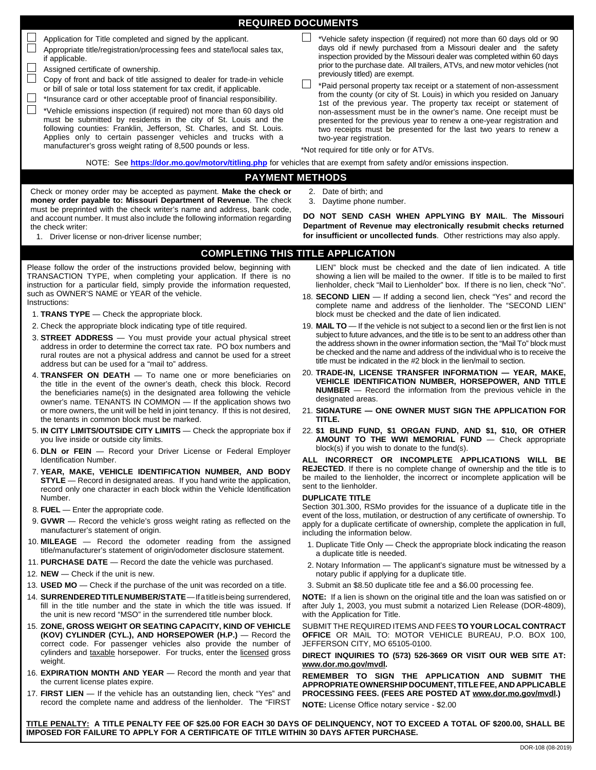## REQUIRED DOCUMENTS

- ☐ Application for Title completed and signed by the applicant.
- ☐ Appropriate title/registration/processing fees and state/local sales tax, if applicable.
- ☐ Assigned certificate of ownership.
- ☐ Copy of front and back of title assigned to dealer for trade-in vehicle or bill of sale or total loss statement for tax credit, if applicable.
- ☐ *Insurance card or other acceptable proof of financial responsibility.
- ☐ *Vehicle emissions inspection (if required) not more than 60 days old must be submitted by residents in the city of St. Louis and the following counties: Franklin, Jefferson, St. Charles, and St. Louis. Applies only to certain passenger vehicles and trucks with a manufacturer's gross weight rating of 8,500 pounds or less.
- ☐ *Vehicle safety inspection (if required) not more than 60 days old or 90 days old if newly purchased from a Missouri dealer and the safety inspection provided by the Missouri dealer was completed within 60 days prior to the purchase date. All trailers, ATVs, and new motor vehicles (not previously titled) are exempt.
- ☐ *Paid personal property tax receipt or a statement of non-assessment from the county (or city of St. Louis) in which you resided on January 1st of the previous year. The property tax receipt or statement of non-assessment must be in the owner's name. One receipt must be presented for the previous year to renew a one-year registration and two receipts must be presented for the last two years to renew a two-year registration.

*Not required for title only or for ATVs.

NOTE: See **https://dor.mo.gov/motorv/titling.php** for vehicles that are exempt from safety and/or emissions inspection.

## PAYMENT METHODS

Check or money order may be accepted as payment. **Make the check or money order payable to: Missouri Department of Revenue**. The check must be preprinted with the check writer's name and address, bank code, and account number. It must also include the following information regarding the check writer:

1. Driver license or non-driver license number;
2. Date of birth; and
3. Daytime phone number.

**DO NOT SEND CASH WHEN APPLYING BY MAIL**. **The Missouri Department of Revenue may electronically resubmit checks returned for insufficient or uncollected funds**. Other restrictions may also apply.

## COMPLETING THIS TITLE APPLICATION

Please follow the order of the instructions provided below, beginning with TRANSACTION TYPE, when completing your application. If there is no instruction for a particular field, simply provide the information requested, such as OWNER'S NAME or YEAR of the vehicle.

Instructions:

1. **TRANS TYPE** — Check the appropriate block.
2. Check the appropriate block indicating type of title required.
3. **STREET ADDRESS** — You must provide your actual physical street address in order to determine the correct tax rate. PO box numbers and rural routes are not a physical address and cannot be used for a street address but can be used for a "mail to" address.
4. **TRANSFER ON DEATH** — To name one or more beneficiaries on the title in the event of the owner's death, check this block. Record the beneficiaries name(s) in the designated area following the vehicle owner's name. TENANTS IN COMMON — If the application shows two or more owners, the unit will be held in joint tenancy. If this is not desired, the tenants in common block must be marked.
5. **IN CITY LIMITS/OUTSIDE CITY LIMITS** — Check the appropriate box if you live inside or outside city limits.
6. **DLN or FEIN** — Record your Driver License or Federal Employer Identification Number.
7. **YEAR, MAKE, VEHICLE IDENTIFICATION NUMBER, AND BODY STYLE** — Record in designated areas. If you hand write the application, record only one character in each block within the Vehicle Identification Number.
8. **FUEL** — Enter the appropriate code.
9. **GVWR** — Record the vehicle's gross weight rating as reflected on the manufacturer's statement of origin.
10. **MILEAGE** — Record the odometer reading from the assigned title/manufacturer's statement of origin/odometer disclosure statement.
11. **PURCHASE DATE** — Record the date the vehicle was purchased.
12. **NEW** — Check if the unit is new.
13. **USED MO** — Check if the purchase of the unit was recorded on a title.
14. **SURRENDERED TITLE NUMBER/STATE** — If a title is being surrendered, fill in the title number and the state in which the title was issued. If the unit is new record "MSO" in the surrendered title number block.
15. **ZONE, GROSS WEIGHT OR SEATING CAPACITY, KIND OF VEHICLE (KOV) CYLINDER (CYL.), AND HORSEPOWER (H.P.)** — Record the correct code. For passenger vehicles also provide the number of cylinders and taxable horsepower. For trucks, enter the licensed gross weight.
16. **EXPIRATION MONTH AND YEAR** — Record the month and year that the current license plates expire.
17. **FIRST LIEN** — If the vehicle has an outstanding lien, check "Yes" and record the complete name and address of the lienholder. The "FIRST LIEN" block must be checked and the date of lien indicated. A title showing a lien will be mailed to the owner. If title is to be mailed to first lienholder, check "Mail to Lienholder" box. If there is no lien, check "No".
18. **SECOND LIEN** — If adding a second lien, check "Yes" and record the complete name and address of the lienholder. The "SECOND LIEN" block must be checked and the date of lien indicated.
19. **MAIL TO** — If the vehicle is not subject to a second lien or the first lien is not subject to future advances, and the title is to be sent to an address other than the address shown in the owner information section, the "Mail To" block must be checked and the name and address of the individual who is to receive the title must be indicated in the #2 block in the lien/mail to section.
20. **TRADE-IN, LICENSE TRANSFER INFORMATION — YEAR, MAKE, VEHICLE IDENTIFICATION NUMBER, HORSEPOWER, AND TITLE NUMBER** — Record the information from the previous vehicle in the designated areas.
21. **SIGNATURE — ONE OWNER MUST SIGN THE APPLICATION FOR TITLE.**
22. **$1 BLIND FUND, $1 ORGAN FUND, AND $1, $10, OR OTHER AMOUNT TO THE WWI MEMORIAL FUND** — Check appropriate block(s) if you wish to donate to the fund(s).

**ALL INCORRECT OR INCOMPLETE APPLICATIONS WILL BE REJECTED**. If there is no complete change of ownership and the title is to be mailed to the lienholder, the incorrect or incomplete application will be sent to the lienholder.

**DUPLICATE TITLE**

Section 301.300, RSMo provides for the issuance of a duplicate title in the event of the loss, mutilation, or destruction of any certificate of ownership. To apply for a duplicate certificate of ownership, complete the application in full, including the information below.

1. Duplicate Title Only — Check the appropriate block indicating the reason a duplicate title is needed.
2. Notary Information — The applicant's signature must be witnessed by a notary public if applying for a duplicate title.
3. Submit an $8.50 duplicate title fee and a $6.00 processing fee.

**NOTE:** If a lien is shown on the original title and the loan was satisfied on or after July 1, 2003, you must submit a notarized Lien Release (DOR-4809), with the Application for Title.

SUBMIT THE REQUIRED ITEMS AND FEES **TO YOUR LOCAL CONTRACT OFFICE** OR MAIL TO: MOTOR VEHICLE BUREAU, P.O. BOX 100, JEFFERSON CITY, MO 65105-0100.

**DIRECT INQUIRIES TO (573) 526-3669 OR VISIT OUR WEB SITE AT: www.dor.mo.gov/mvdl.**

**REMEMBER TO SIGN THE APPLICATION AND SUBMIT THE APPROPRIATE OWNERSHIP DOCUMENT, TITLE FEE, AND APPLICABLE PROCESSING FEES. (FEES ARE POSTED AT www.dor.mo.gov/mvdl.)**

**NOTE:** License Office notary service - $2.00

**TITLE PENALTY: A TITLE PENALTY FEE OF $25.00 FOR EACH 30 DAYS OF DELINQUENCY, NOT TO EXCEED A TOTAL OF $200.00, SHALL BE IMPOSED FOR FAILURE TO APPLY FOR A CERTIFICATE OF TITLE WITHIN 30 DAYS AFTER PURCHASE.**

DOR-108 (08-2019)